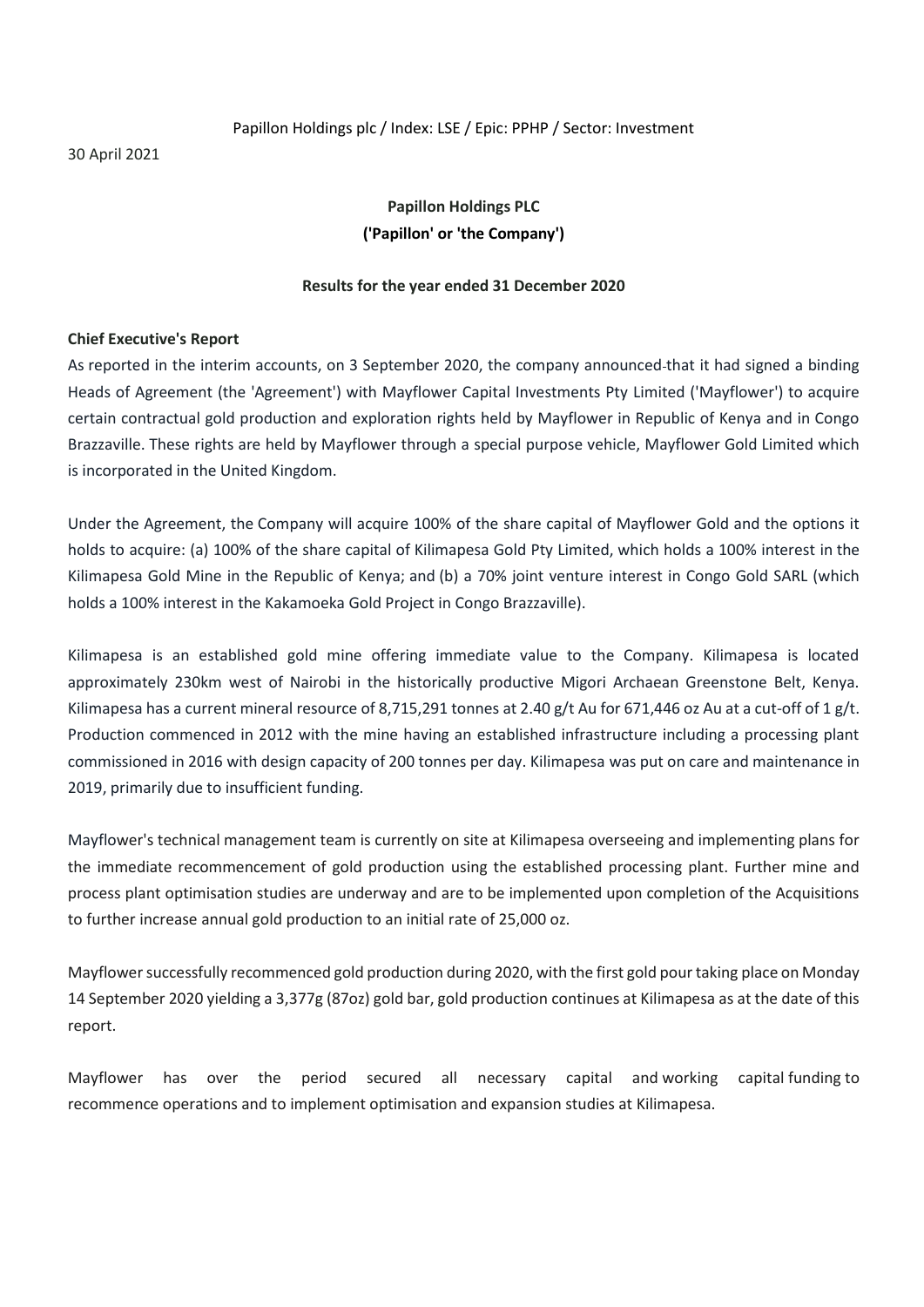Papillon Holdings plc / Index: LSE / Epic: PPHP / Sector: Investment

30 April 2021

**Papillon Holdings PLC**
**('Papillon' or 'the Company')**

**Results for the year ended 31 December 2020**

**Chief Executive's Report**

As reported in the interim accounts, on 3 September 2020, the company announced that it had signed a binding Heads of Agreement (the 'Agreement') with Mayflower Capital Investments Pty Limited ('Mayflower') to acquire certain contractual gold production and exploration rights held by Mayflower in Republic of Kenya and in Congo Brazzaville. These rights are held by Mayflower through a special purpose vehicle, Mayflower Gold Limited which is incorporated in the United Kingdom.

Under the Agreement, the Company will acquire 100% of the share capital of Mayflower Gold and the options it holds to acquire: (a) 100% of the share capital of Kilimapesa Gold Pty Limited, which holds a 100% interest in the Kilimapesa Gold Mine in the Republic of Kenya; and (b) a 70% joint venture interest in Congo Gold SARL (which holds a 100% interest in the Kakamoeka Gold Project in Congo Brazzaville).

Kilimapesa is an established gold mine offering immediate value to the Company. Kilimapesa is located approximately 230km west of Nairobi in the historically productive Migori Archaean Greenstone Belt, Kenya. Kilimapesa has a current mineral resource of 8,715,291 tonnes at 2.40 g/t Au for 671,446 oz Au at a cut-off of 1 g/t. Production commenced in 2012 with the mine having an established infrastructure including a processing plant commissioned in 2016 with design capacity of 200 tonnes per day. Kilimapesa was put on care and maintenance in 2019, primarily due to insufficient funding.

Mayflower's technical management team is currently on site at Kilimapesa overseeing and implementing plans for the immediate recommencement of gold production using the established processing plant. Further mine and process plant optimisation studies are underway and are to be implemented upon completion of the Acquisitions to further increase annual gold production to an initial rate of 25,000 oz.

Mayflower successfully recommenced gold production during 2020, with the first gold pour taking place on Monday 14 September 2020 yielding a 3,377g (87oz) gold bar, gold production continues at Kilimapesa as at the date of this report.

Mayflower has over the period secured all necessary capital and working capital funding to recommence operations and to implement optimisation and expansion studies at Kilimapesa.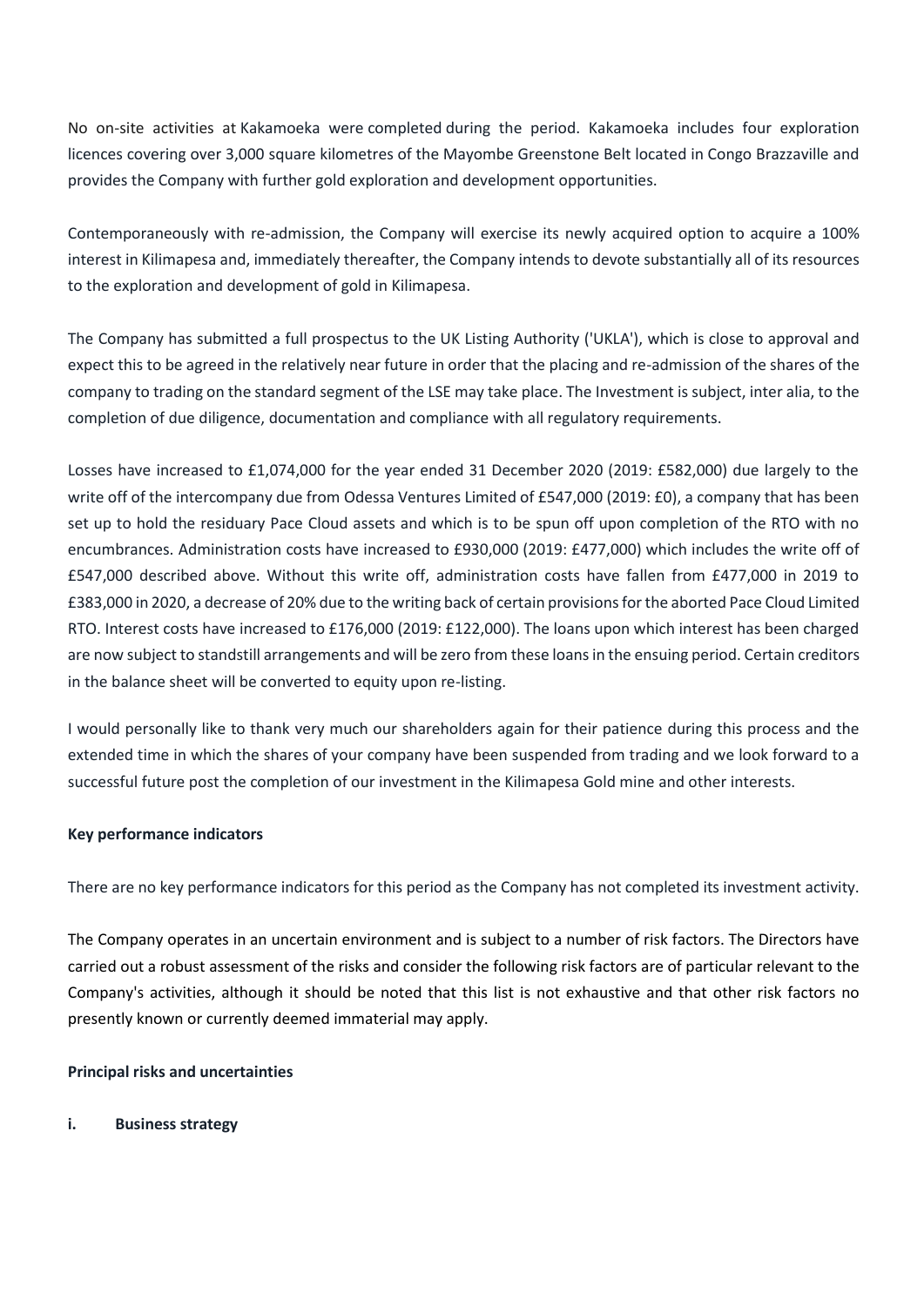No on-site activities at Kakamoeka were completed during the period. Kakamoeka includes four exploration licences covering over 3,000 square kilometres of the Mayombe Greenstone Belt located in Congo Brazzaville and provides the Company with further gold exploration and development opportunities.

Contemporaneously with re-admission, the Company will exercise its newly acquired option to acquire a 100% interest in Kilimapesa and, immediately thereafter, the Company intends to devote substantially all of its resources to the exploration and development of gold in Kilimapesa.

The Company has submitted a full prospectus to the UK Listing Authority ('UKLA'), which is close to approval and expect this to be agreed in the relatively near future in order that the placing and re-admission of the shares of the company to trading on the standard segment of the LSE may take place. The Investment is subject, inter alia, to the completion of due diligence, documentation and compliance with all regulatory requirements.

Losses have increased to £1,074,000 for the year ended 31 December 2020 (2019: £582,000) due largely to the write off of the intercompany due from Odessa Ventures Limited of £547,000 (2019: £0), a company that has been set up to hold the residuary Pace Cloud assets and which is to be spun off upon completion of the RTO with no encumbrances. Administration costs have increased to £930,000 (2019: £477,000) which includes the write off of £547,000 described above. Without this write off, administration costs have fallen from £477,000 in 2019 to £383,000 in 2020, a decrease of 20% due to the writing back of certain provisions for the aborted Pace Cloud Limited RTO. Interest costs have increased to £176,000 (2019: £122,000). The loans upon which interest has been charged are now subject to standstill arrangements and will be zero from these loans in the ensuing period. Certain creditors in the balance sheet will be converted to equity upon re-listing.

I would personally like to thank very much our shareholders again for their patience during this process and the extended time in which the shares of your company have been suspended from trading and we look forward to a successful future post the completion of our investment in the Kilimapesa Gold mine and other interests.

**Key performance indicators**

There are no key performance indicators for this period as the Company has not completed its investment activity.

The Company operates in an uncertain environment and is subject to a number of risk factors. The Directors have carried out a robust assessment of the risks and consider the following risk factors are of particular relevant to the Company's activities, although it should be noted that this list is not exhaustive and that other risk factors no presently known or currently deemed immaterial may apply.

**Principal risks and uncertainties**

**i. Business strategy**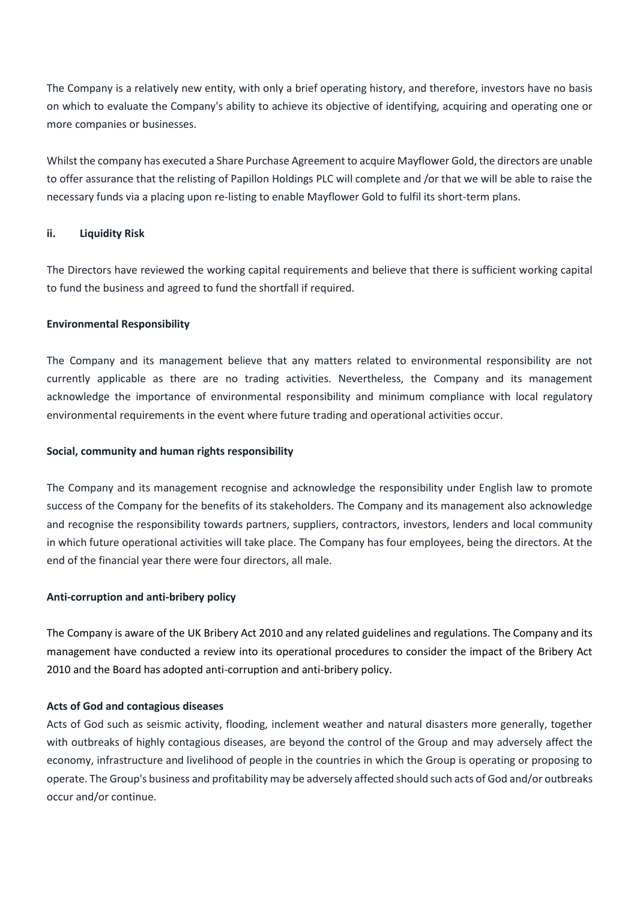The Company is a relatively new entity, with only a brief operating history, and therefore, investors have no basis on which to evaluate the Company's ability to achieve its objective of identifying, acquiring and operating one or more companies or businesses.

Whilst the company has executed a Share Purchase Agreement to acquire Mayflower Gold, the directors are unable to offer assurance that the relisting of Papillon Holdings PLC will complete and /or that we will be able to raise the necessary funds via a placing upon re-listing to enable Mayflower Gold to fulfil its short-term plans.

**ii. Liquidity Risk**

The Directors have reviewed the working capital requirements and believe that there is sufficient working capital to fund the business and agreed to fund the shortfall if required.

**Environmental Responsibility**

The Company and its management believe that any matters related to environmental responsibility are not currently applicable as there are no trading activities. Nevertheless, the Company and its management acknowledge the importance of environmental responsibility and minimum compliance with local regulatory environmental requirements in the event where future trading and operational activities occur.

**Social, community and human rights responsibility**

The Company and its management recognise and acknowledge the responsibility under English law to promote success of the Company for the benefits of its stakeholders. The Company and its management also acknowledge and recognise the responsibility towards partners, suppliers, contractors, investors, lenders and local community in which future operational activities will take place. The Company has four employees, being the directors. At the end of the financial year there were four directors, all male.

**Anti-corruption and anti-bribery policy**

The Company is aware of the UK Bribery Act 2010 and any related guidelines and regulations. The Company and its management have conducted a review into its operational procedures to consider the impact of the Bribery Act 2010 and the Board has adopted anti-corruption and anti-bribery policy.

**Acts of God and contagious diseases**

Acts of God such as seismic activity, flooding, inclement weather and natural disasters more generally, together with outbreaks of highly contagious diseases, are beyond the control of the Group and may adversely affect the economy, infrastructure and livelihood of people in the countries in which the Group is operating or proposing to operate. The Group's business and profitability may be adversely affected should such acts of God and/or outbreaks occur and/or continue.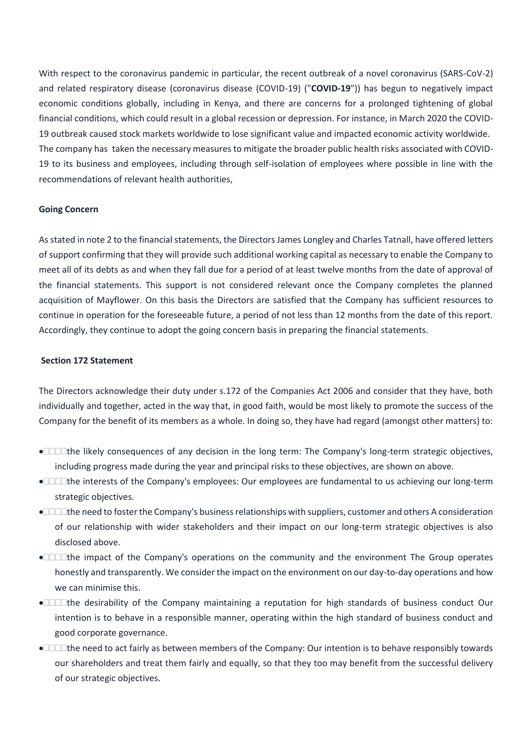With respect to the coronavirus pandemic in particular, the recent outbreak of a novel coronavirus (SARS-CoV-2) and related respiratory disease (coronavirus disease (COVID-19) ("**COVID-19**")) has begun to negatively impact economic conditions globally, including in Kenya, and there are concerns for a prolonged tightening of global financial conditions, which could result in a global recession or depression. For instance, in March 2020 the COVID-19 outbreak caused stock markets worldwide to lose significant value and impacted economic activity worldwide. The company has taken the necessary measures to mitigate the broader public health risks associated with COVID-19 to its business and employees, including through self-isolation of employees where possible in line with the recommendations of relevant health authorities,

**Going Concern**

As stated in note 2 to the financial statements, the Directors James Longley and Charles Tatnall, have offered letters of support confirming that they will provide such additional working capital as necessary to enable the Company to meet all of its debts as and when they fall due for a period of at least twelve months from the date of approval of the financial statements. This support is not considered relevant once the Company completes the planned acquisition of Mayflower. On this basis the Directors are satisfied that the Company has sufficient resources to continue in operation for the foreseeable future, a period of not less than 12 months from the date of this report. Accordingly, they continue to adopt the going concern basis in preparing the financial statements.

**Section 172 Statement**

The Directors acknowledge their duty under s.172 of the Companies Act 2006 and consider that they have, both individually and together, acted in the way that, in good faith, would be most likely to promote the success of the Company for the benefit of its members as a whole. In doing so, they have had regard (amongst other matters) to:

- the likely consequences of any decision in the long term: The Company's long-term strategic objectives, including progress made during the year and principal risks to these objectives, are shown on above.
- the interests of the Company's employees: Our employees are fundamental to us achieving our long-term strategic objectives.
- the need to foster the Company's business relationships with suppliers, customer and others A consideration of our relationship with wider stakeholders and their impact on our long-term strategic objectives is also disclosed above.
- the impact of the Company's operations on the community and the environment The Group operates honestly and transparently. We consider the impact on the environment on our day-to-day operations and how we can minimise this.
- the desirability of the Company maintaining a reputation for high standards of business conduct Our intention is to behave in a responsible manner, operating within the high standard of business conduct and good corporate governance.
- the need to act fairly as between members of the Company: Our intention is to behave responsibly towards our shareholders and treat them fairly and equally, so that they too may benefit from the successful delivery of our strategic objectives.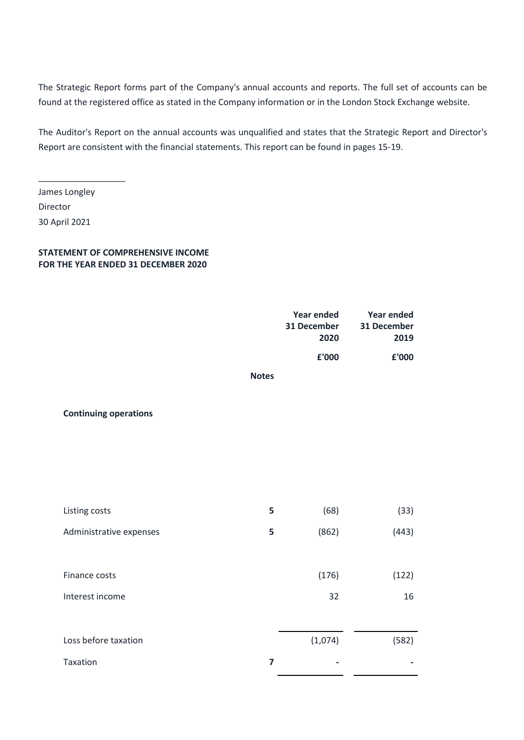The Strategic Report forms part of the Company's annual accounts and reports. The full set of accounts can be found at the registered office as stated in the Company information or in the London Stock Exchange website.

The Auditor's Report on the annual accounts was unqualified and states that the Strategic Report and Director's Report are consistent with the financial statements. This report can be found in pages 15-19.

\_\_\_\_\_\_\_\_\_\_\_\_\_\_\_\_\_\_

James Longley

Director

30 April 2021

**STATEMENT OF COMPREHENSIVE INCOME**
**FOR THE YEAR ENDED 31 DECEMBER 2020**

| | Notes | Year ended 31 December 2020 | Year ended 31 December 2019 |
|---|---|---|---|
| | | £'000 | £'000 |
| **Continuing operations** | | | |
| Listing costs | 5 | (68) | (33) |
| Administrative expenses | 5 | (862) | (443) |
| Finance costs | | (176) | (122) |
| Interest income | | 32 | 16 |
| Loss before taxation | | (1,074) | (582) |
| Taxation | 7 | - | - |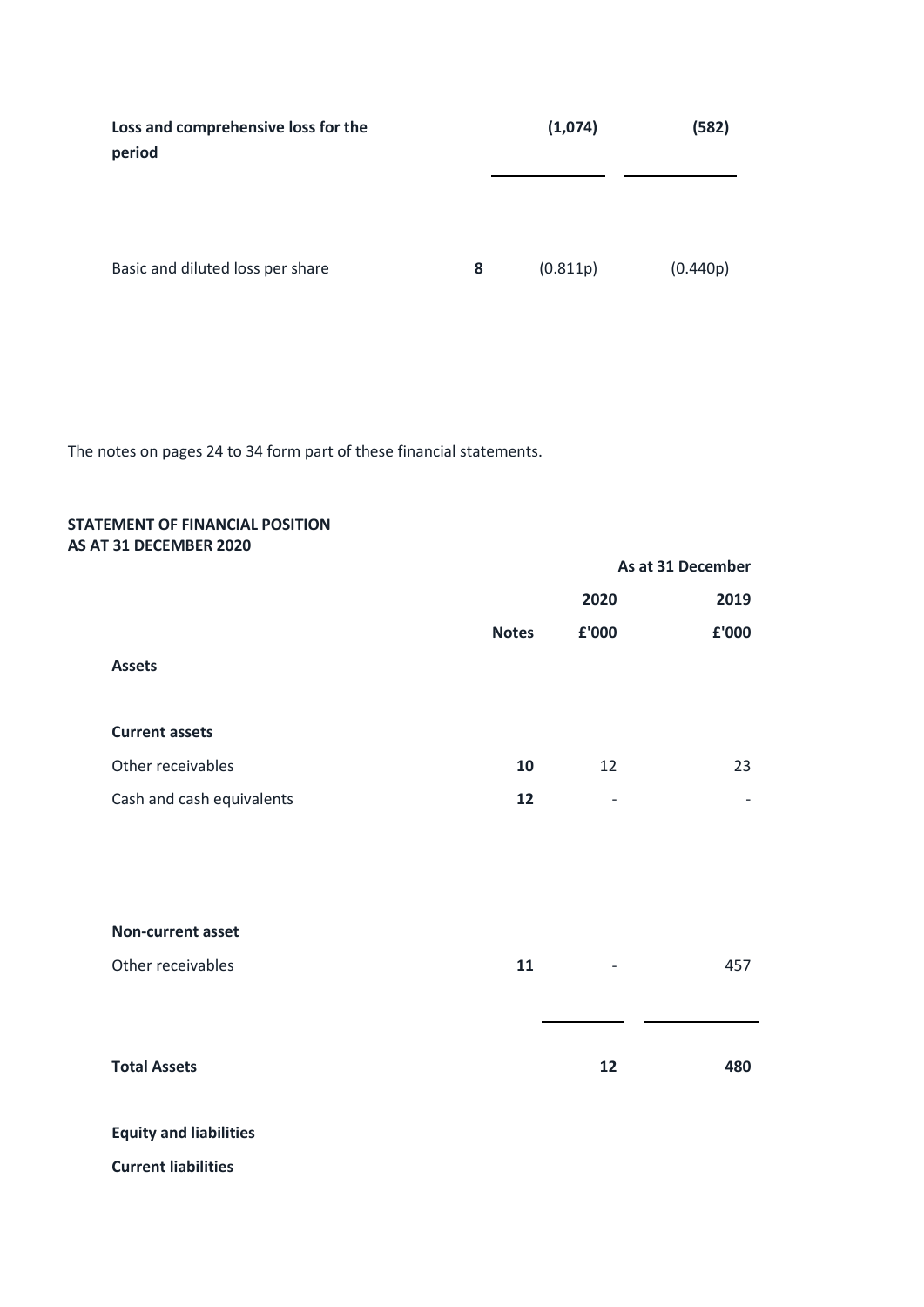| | | | |
|---|---|---|---|
| **Loss and comprehensive loss for the period** | | **(1,074)** | **(582)** |
| Basic and diluted loss per share | **8** | (0.811p) | (0.440p) |

The notes on pages 24 to 34 form part of these financial statements.

**STATEMENT OF FINANCIAL POSITION**
**AS AT 31 DECEMBER 2020**

| | | As at 31 December | |
|---|---|---|---|
| | | **2020** | **2019** |
| | **Notes** | **£'000** | **£'000** |
| **Assets** | | | |
| **Current assets** | | | |
| Other receivables | **10** | 12 | 23 |
| Cash and cash equivalents | **12** | - | - |
| **Non-current asset** | | | |
| Other receivables | **11** | - | 457 |
| **Total Assets** | | **12** | **480** |
| **Equity and liabilities** | | | |
| **Current liabilities** | | | |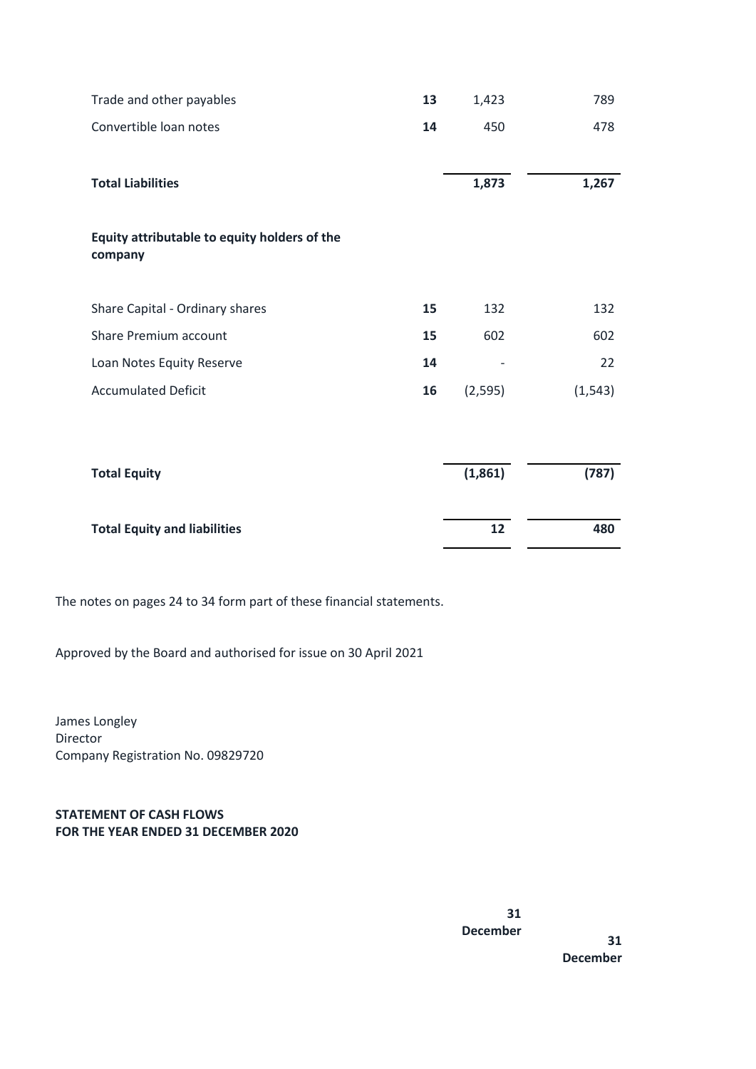| | Note | | |
|---|---|---|---|
| Trade and other payables | **13** | 1,423 | 789 |
| Convertible loan notes | **14** | 450 | 478 |
| **Total Liabilities** | | **1,873** | **1,267** |
| **Equity attributable to equity holders of the company** | | | |
| Share Capital - Ordinary shares | **15** | 132 | 132 |
| Share Premium account | **15** | 602 | 602 |
| Loan Notes Equity Reserve | **14** | - | 22 |
| Accumulated Deficit | **16** | (2,595) | (1,543) |
| **Total Equity** | | **(1,861)** | **(787)** |
| **Total Equity and liabilities** | | **12** | **480** |

The notes on pages 24 to 34 form part of these financial statements.

Approved by the Board and authorised for issue on 30 April 2021

James Longley
Director
Company Registration No. 09829720

**STATEMENT OF CASH FLOWS**
**FOR THE YEAR ENDED 31 DECEMBER 2020**

| | **31 December** | **31 December** |
|---|---|---|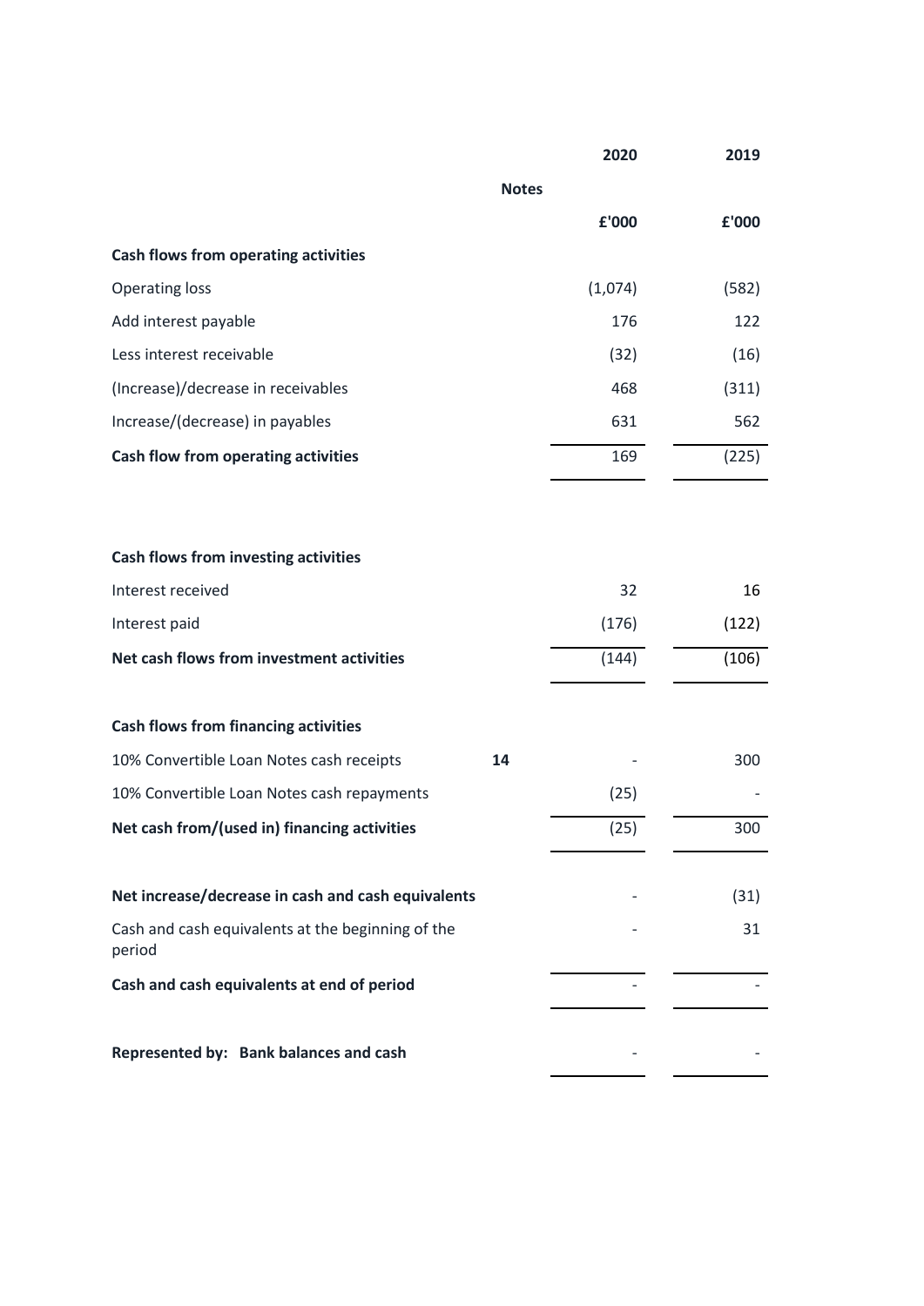| | Notes | 2020 | 2019 |
|---|---|---|---|
| | | £'000 | £'000 |
| **Cash flows from operating activities** | | | |
| Operating loss | | (1,074) | (582) |
| Add interest payable | | 176 | 122 |
| Less interest receivable | | (32) | (16) |
| (Increase)/decrease in receivables | | 468 | (311) |
| Increase/(decrease) in payables | | 631 | 562 |
| **Cash flow from operating activities** | | 169 | (225) |
| | | | |
| **Cash flows from investing activities** | | | |
| Interest received | | 32 | 16 |
| Interest paid | | (176) | (122) |
| **Net cash flows from investment activities** | | (144) | (106) |
| | | | |
| **Cash flows from financing activities** | | | |
| 10% Convertible Loan Notes cash receipts | **14** | - | 300 |
| 10% Convertible Loan Notes cash repayments | | (25) | - |
| **Net cash from/(used in) financing activities** | | (25) | 300 |
| | | | |
| **Net increase/decrease in cash and cash equivalents** | | - | (31) |
| Cash and cash equivalents at the beginning of the period | | - | 31 |
| **Cash and cash equivalents at end of period** | | - | - |
| | | | |
| **Represented by: Bank balances and cash** | | - | - |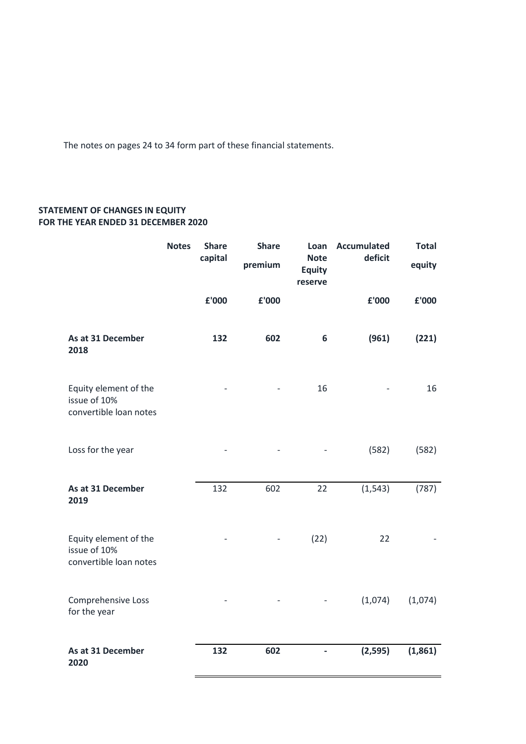The notes on pages 24 to 34 form part of these financial statements.

**STATEMENT OF CHANGES IN EQUITY**
**FOR THE YEAR ENDED 31 DECEMBER 2020**

| | Notes | Share capital | Share premium | Loan Note Equity reserve | Accumulated deficit | Total equity |
|---|---|---|---|---|---|---|
| | | £'000 | £'000 | | £'000 | £'000 |
| **As at 31 December 2018** | | **132** | **602** | **6** | **(961)** | **(221)** |
| Equity element of the issue of 10% convertible loan notes | | - | - | 16 | - | 16 |
| Loss for the year | | - | - | - | (582) | (582) |
| **As at 31 December 2019** | | 132 | 602 | 22 | (1,543) | (787) |
| Equity element of the issue of 10% convertible loan notes | | - | - | (22) | 22 | - |
| Comprehensive Loss for the year | | - | - | - | (1,074) | (1,074) |
| **As at 31 December 2020** | | **132** | **602** | **-** | **(2,595)** | **(1,861)** |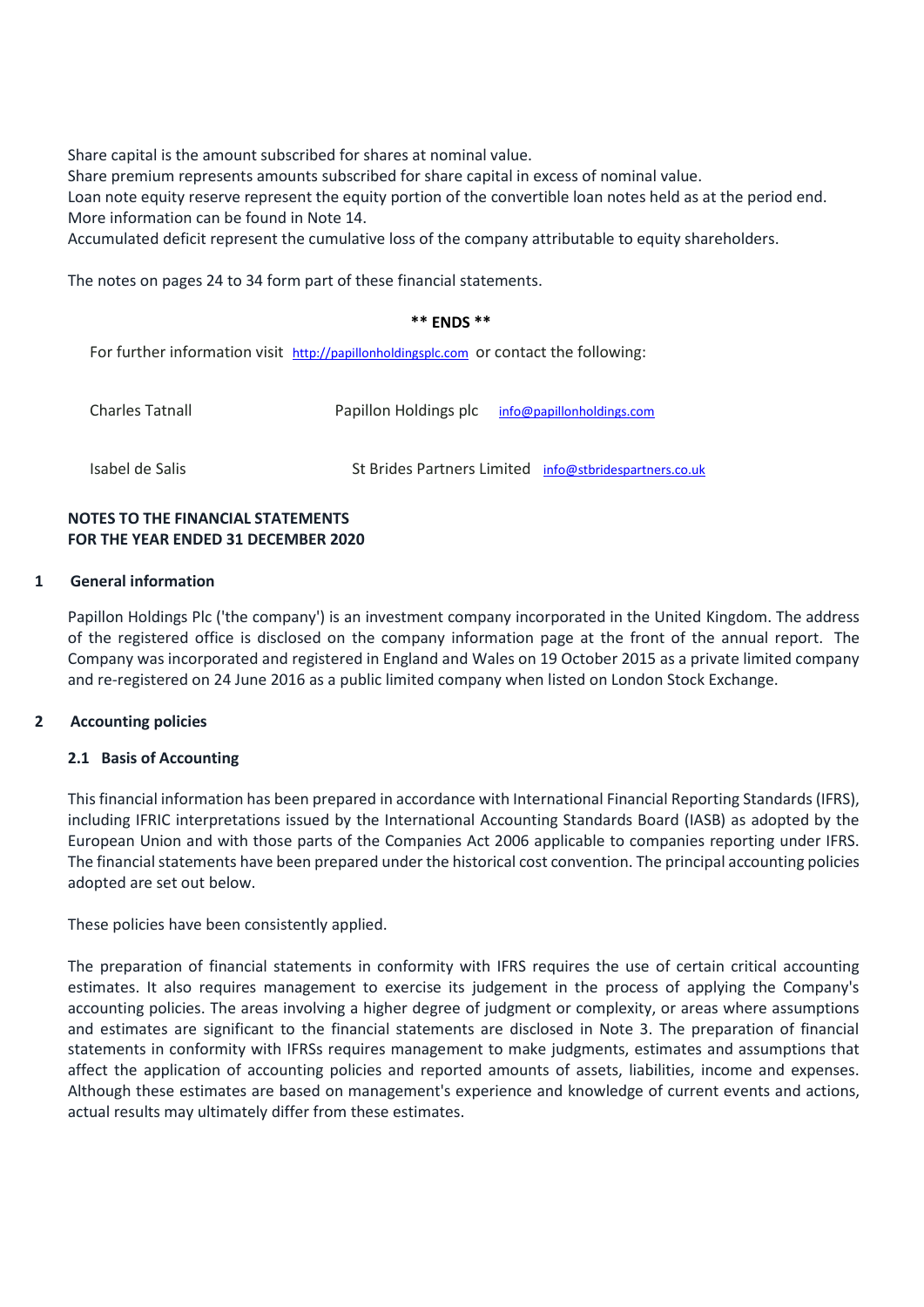Share capital is the amount subscribed for shares at nominal value.
Share premium represents amounts subscribed for share capital in excess of nominal value.
Loan note equity reserve represent the equity portion of the convertible loan notes held as at the period end. More information can be found in Note 14.
Accumulated deficit represent the cumulative loss of the company attributable to equity shareholders.

The notes on pages 24 to 34 form part of these financial statements.

**** ENDS ****

For further information visit http://papillonholdingsplc.com or contact the following:

| | | |
|---|---|---|
| Charles Tatnall | Papillon Holdings plc | info@papillonholdings.com |
| Isabel de Salis | St Brides Partners Limited | info@stbridespartners.co.uk |

## NOTES TO THE FINANCIAL STATEMENTS
## FOR THE YEAR ENDED 31 DECEMBER 2020

### 1 General information

Papillon Holdings Plc ('the company') is an investment company incorporated in the United Kingdom. The address of the registered office is disclosed on the company information page at the front of the annual report. The Company was incorporated and registered in England and Wales on 19 October 2015 as a private limited company and re-registered on 24 June 2016 as a public limited company when listed on London Stock Exchange.

### 2 Accounting policies

#### 2.1 Basis of Accounting

This financial information has been prepared in accordance with International Financial Reporting Standards (IFRS), including IFRIC interpretations issued by the International Accounting Standards Board (IASB) as adopted by the European Union and with those parts of the Companies Act 2006 applicable to companies reporting under IFRS. The financial statements have been prepared under the historical cost convention. The principal accounting policies adopted are set out below.

These policies have been consistently applied.

The preparation of financial statements in conformity with IFRS requires the use of certain critical accounting estimates. It also requires management to exercise its judgement in the process of applying the Company's accounting policies. The areas involving a higher degree of judgment or complexity, or areas where assumptions and estimates are significant to the financial statements are disclosed in Note 3. The preparation of financial statements in conformity with IFRSs requires management to make judgments, estimates and assumptions that affect the application of accounting policies and reported amounts of assets, liabilities, income and expenses. Although these estimates are based on management's experience and knowledge of current events and actions, actual results may ultimately differ from these estimates.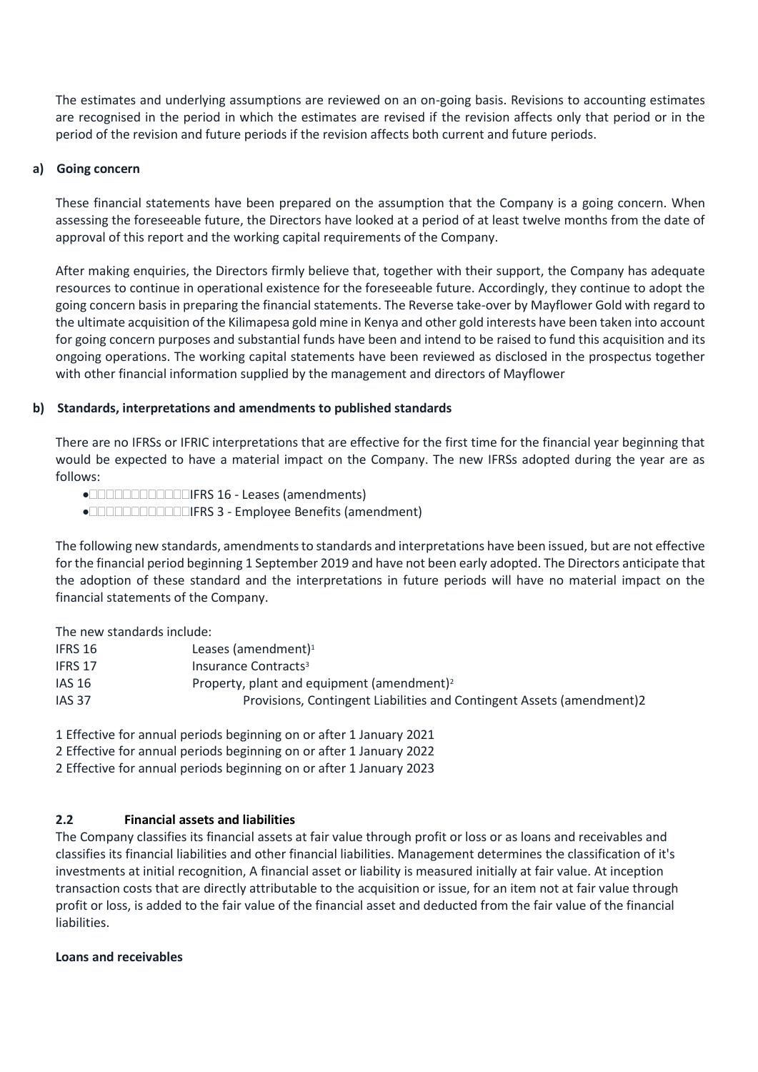The estimates and underlying assumptions are reviewed on an on-going basis. Revisions to accounting estimates are recognised in the period in which the estimates are revised if the revision affects only that period or in the period of the revision and future periods if the revision affects both current and future periods.

**a) Going concern**

These financial statements have been prepared on the assumption that the Company is a going concern. When assessing the foreseeable future, the Directors have looked at a period of at least twelve months from the date of approval of this report and the working capital requirements of the Company.

After making enquiries, the Directors firmly believe that, together with their support, the Company has adequate resources to continue in operational existence for the foreseeable future. Accordingly, they continue to adopt the going concern basis in preparing the financial statements. The Reverse take-over by Mayflower Gold with regard to the ultimate acquisition of the Kilimapesa gold mine in Kenya and other gold interests have been taken into account for going concern purposes and substantial funds have been and intend to be raised to fund this acquisition and its ongoing operations. The working capital statements have been reviewed as disclosed in the prospectus together with other financial information supplied by the management and directors of Mayflower

**b) Standards, interpretations and amendments to published standards**

There are no IFRSs or IFRIC interpretations that are effective for the first time for the financial year beginning that would be expected to have a material impact on the Company. The new IFRSs adopted during the year are as follows:

- IFRS 16 - Leases (amendments)
- IFRS 3 - Employee Benefits (amendment)

The following new standards, amendments to standards and interpretations have been issued, but are not effective for the financial period beginning 1 September 2019 and have not been early adopted. The Directors anticipate that the adoption of these standard and the interpretations in future periods will have no material impact on the financial statements of the Company.

The new standards include:

| | |
|---|---|
| IFRS 16 | Leases (amendment)[1] |
| IFRS 17 | Insurance Contracts[3] |
| IAS 16 | Property, plant and equipment (amendment)[2] |
| IAS 37 | Provisions, Contingent Liabilities and Contingent Assets (amendment)2 |

1 Effective for annual periods beginning on or after 1 January 2021
2 Effective for annual periods beginning on or after 1 January 2022
2 Effective for annual periods beginning on or after 1 January 2023

**2.2 Financial assets and liabilities**

The Company classifies its financial assets at fair value through profit or loss or as loans and receivables and classifies its financial liabilities and other financial liabilities. Management determines the classification of it's investments at initial recognition, A financial asset or liability is measured initially at fair value. At inception transaction costs that are directly attributable to the acquisition or issue, for an item not at fair value through profit or loss, is added to the fair value of the financial asset and deducted from the fair value of the financial liabilities.

**Loans and receivables**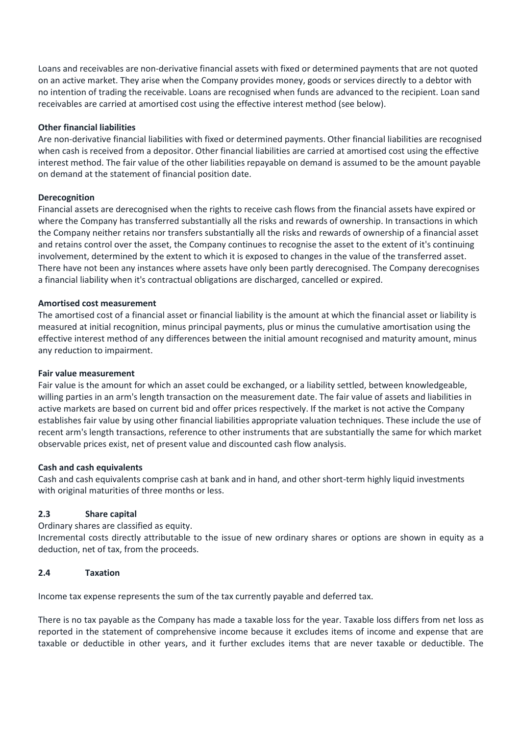Loans and receivables are non-derivative financial assets with fixed or determined payments that are not quoted on an active market. They arise when the Company provides money, goods or services directly to a debtor with no intention of trading the receivable. Loans are recognised when funds are advanced to the recipient. Loan sand receivables are carried at amortised cost using the effective interest method (see below).

**Other financial liabilities**

Are non-derivative financial liabilities with fixed or determined payments. Other financial liabilities are recognised when cash is received from a depositor. Other financial liabilities are carried at amortised cost using the effective interest method. The fair value of the other liabilities repayable on demand is assumed to be the amount payable on demand at the statement of financial position date.

**Derecognition**

Financial assets are derecognised when the rights to receive cash flows from the financial assets have expired or where the Company has transferred substantially all the risks and rewards of ownership. In transactions in which the Company neither retains nor transfers substantially all the risks and rewards of ownership of a financial asset and retains control over the asset, the Company continues to recognise the asset to the extent of it's continuing involvement, determined by the extent to which it is exposed to changes in the value of the transferred asset. There have not been any instances where assets have only been partly derecognised. The Company derecognises a financial liability when it's contractual obligations are discharged, cancelled or expired.

**Amortised cost measurement**

The amortised cost of a financial asset or financial liability is the amount at which the financial asset or liability is measured at initial recognition, minus principal payments, plus or minus the cumulative amortisation using the effective interest method of any differences between the initial amount recognised and maturity amount, minus any reduction to impairment.

**Fair value measurement**

Fair value is the amount for which an asset could be exchanged, or a liability settled, between knowledgeable, willing parties in an arm's length transaction on the measurement date. The fair value of assets and liabilities in active markets are based on current bid and offer prices respectively. If the market is not active the Company establishes fair value by using other financial liabilities appropriate valuation techniques. These include the use of recent arm's length transactions, reference to other instruments that are substantially the same for which market observable prices exist, net of present value and discounted cash flow analysis.

**Cash and cash equivalents**

Cash and cash equivalents comprise cash at bank and in hand, and other short-term highly liquid investments with original maturities of three months or less.

## 2.3 Share capital

Ordinary shares are classified as equity.

Incremental costs directly attributable to the issue of new ordinary shares or options are shown in equity as a deduction, net of tax, from the proceeds.

## 2.4 Taxation

Income tax expense represents the sum of the tax currently payable and deferred tax.

There is no tax payable as the Company has made a taxable loss for the year. Taxable loss differs from net loss as reported in the statement of comprehensive income because it excludes items of income and expense that are taxable or deductible in other years, and it further excludes items that are never taxable or deductible. The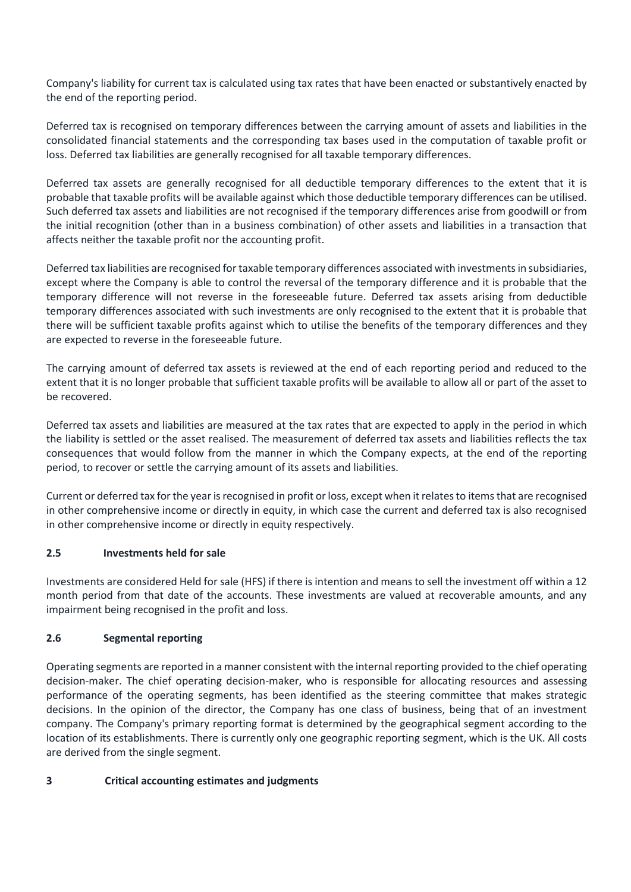Company's liability for current tax is calculated using tax rates that have been enacted or substantively enacted by the end of the reporting period.

Deferred tax is recognised on temporary differences between the carrying amount of assets and liabilities in the consolidated financial statements and the corresponding tax bases used in the computation of taxable profit or loss. Deferred tax liabilities are generally recognised for all taxable temporary differences.

Deferred tax assets are generally recognised for all deductible temporary differences to the extent that it is probable that taxable profits will be available against which those deductible temporary differences can be utilised. Such deferred tax assets and liabilities are not recognised if the temporary differences arise from goodwill or from the initial recognition (other than in a business combination) of other assets and liabilities in a transaction that affects neither the taxable profit nor the accounting profit.

Deferred tax liabilities are recognised for taxable temporary differences associated with investments in subsidiaries, except where the Company is able to control the reversal of the temporary difference and it is probable that the temporary difference will not reverse in the foreseeable future. Deferred tax assets arising from deductible temporary differences associated with such investments are only recognised to the extent that it is probable that there will be sufficient taxable profits against which to utilise the benefits of the temporary differences and they are expected to reverse in the foreseeable future.

The carrying amount of deferred tax assets is reviewed at the end of each reporting period and reduced to the extent that it is no longer probable that sufficient taxable profits will be available to allow all or part of the asset to be recovered.

Deferred tax assets and liabilities are measured at the tax rates that are expected to apply in the period in which the liability is settled or the asset realised. The measurement of deferred tax assets and liabilities reflects the tax consequences that would follow from the manner in which the Company expects, at the end of the reporting period, to recover or settle the carrying amount of its assets and liabilities.

Current or deferred tax for the year is recognised in profit or loss, except when it relates to items that are recognised in other comprehensive income or directly in equity, in which case the current and deferred tax is also recognised in other comprehensive income or directly in equity respectively.

### 2.5 Investments held for sale

Investments are considered Held for sale (HFS) if there is intention and means to sell the investment off within a 12 month period from that date of the accounts. These investments are valued at recoverable amounts, and any impairment being recognised in the profit and loss.

### 2.6 Segmental reporting

Operating segments are reported in a manner consistent with the internal reporting provided to the chief operating decision-maker. The chief operating decision-maker, who is responsible for allocating resources and assessing performance of the operating segments, has been identified as the steering committee that makes strategic decisions. In the opinion of the director, the Company has one class of business, being that of an investment company. The Company's primary reporting format is determined by the geographical segment according to the location of its establishments. There is currently only one geographic reporting segment, which is the UK. All costs are derived from the single segment.

## 3 Critical accounting estimates and judgments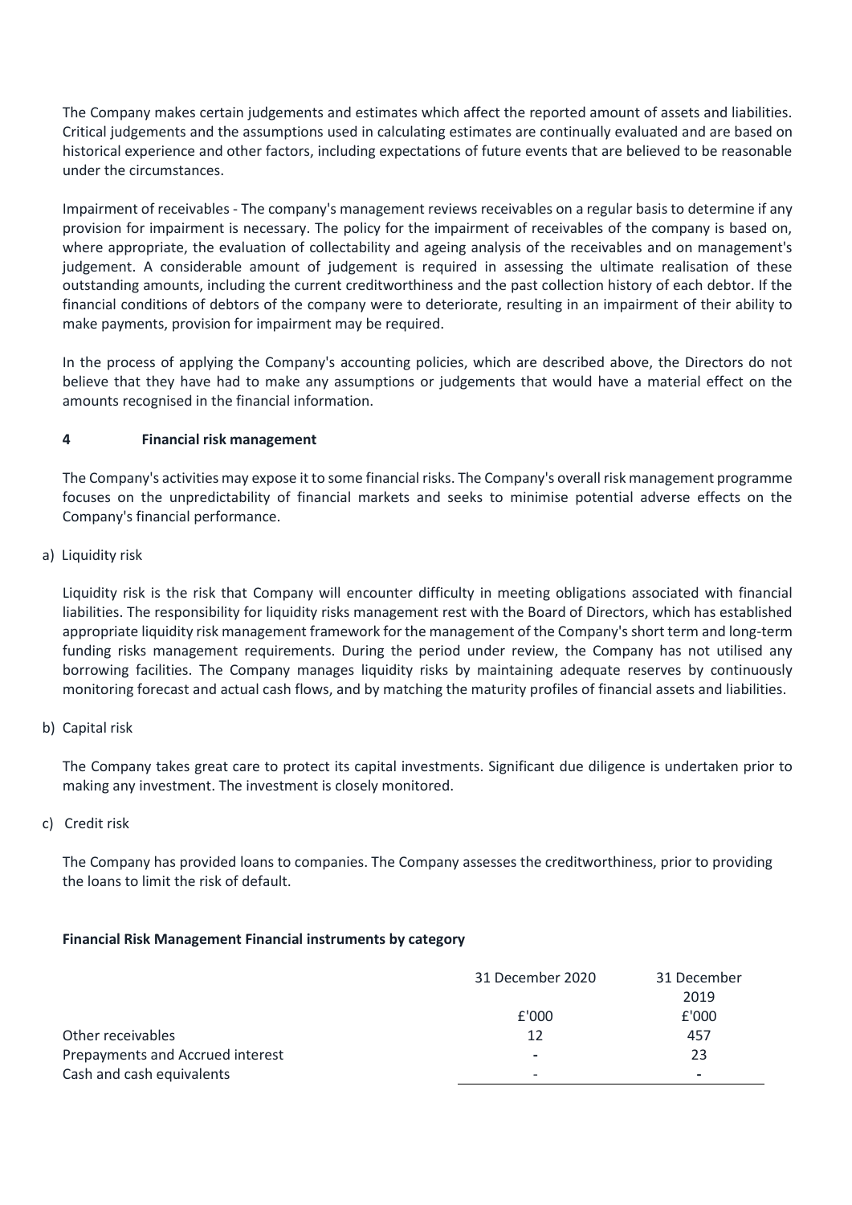The Company makes certain judgements and estimates which affect the reported amount of assets and liabilities. Critical judgements and the assumptions used in calculating estimates are continually evaluated and are based on historical experience and other factors, including expectations of future events that are believed to be reasonable under the circumstances.

Impairment of receivables - The company's management reviews receivables on a regular basis to determine if any provision for impairment is necessary. The policy for the impairment of receivables of the company is based on, where appropriate, the evaluation of collectability and ageing analysis of the receivables and on management's judgement. A considerable amount of judgement is required in assessing the ultimate realisation of these outstanding amounts, including the current creditworthiness and the past collection history of each debtor. If the financial conditions of debtors of the company were to deteriorate, resulting in an impairment of their ability to make payments, provision for impairment may be required.

In the process of applying the Company's accounting policies, which are described above, the Directors do not believe that they have had to make any assumptions or judgements that would have a material effect on the amounts recognised in the financial information.

## 4 Financial risk management

The Company's activities may expose it to some financial risks. The Company's overall risk management programme focuses on the unpredictability of financial markets and seeks to minimise potential adverse effects on the Company's financial performance.

a) Liquidity risk

Liquidity risk is the risk that Company will encounter difficulty in meeting obligations associated with financial liabilities. The responsibility for liquidity risks management rest with the Board of Directors, which has established appropriate liquidity risk management framework for the management of the Company's short term and long-term funding risks management requirements. During the period under review, the Company has not utilised any borrowing facilities. The Company manages liquidity risks by maintaining adequate reserves by continuously monitoring forecast and actual cash flows, and by matching the maturity profiles of financial assets and liabilities.

b) Capital risk

The Company takes great care to protect its capital investments. Significant due diligence is undertaken prior to making any investment. The investment is closely monitored.

c) Credit risk

The Company has provided loans to companies. The Company assesses the creditworthiness, prior to providing the loans to limit the risk of default.

**Financial Risk Management Financial instruments by category**

| | 31 December 2020 | 31 December 2019 |
|---|---|---|
| | £'000 | £'000 |
| Other receivables | 12 | 457 |
| Prepayments and Accrued interest | - | 23 |
| Cash and cash equivalents | - | - |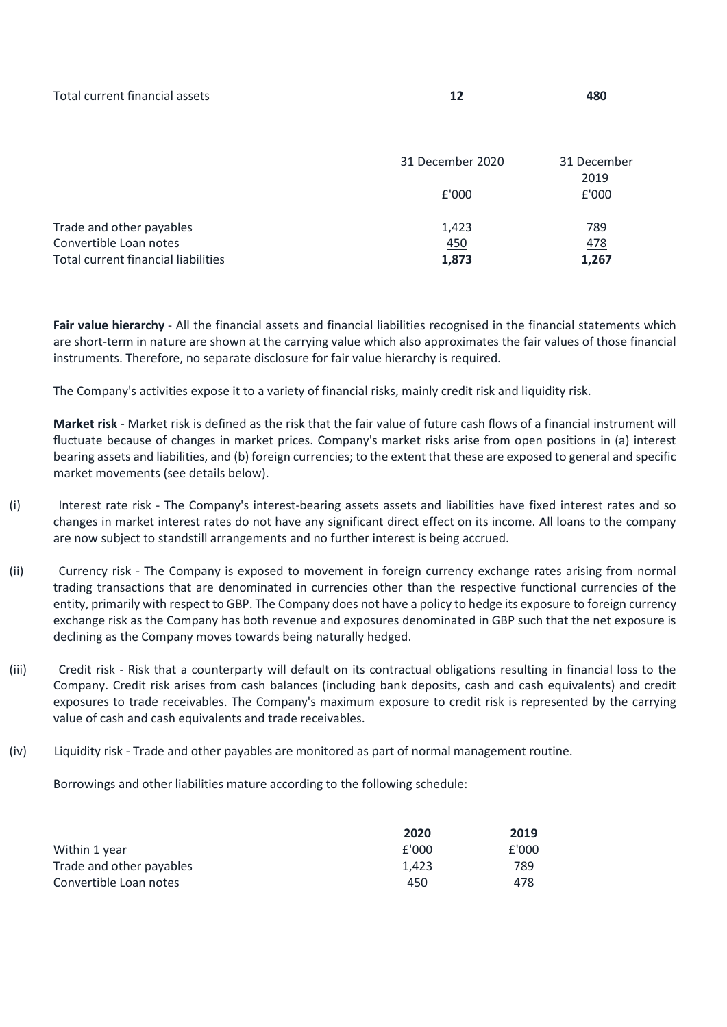| | | |
|---|---|---|
| Total current financial assets | **12** | **480** |

| | 31 December 2020 | 31 December 2019 |
|---|---|---|
| | £'000 | £'000 |
| Trade and other payables | 1,423 | 789 |
| Convertible Loan notes | 450 | 478 |
| Total current financial liabilities | **1,873** | **1,267** |

**Fair value hierarchy** - All the financial assets and financial liabilities recognised in the financial statements which are short-term in nature are shown at the carrying value which also approximates the fair values of those financial instruments. Therefore, no separate disclosure for fair value hierarchy is required.

The Company's activities expose it to a variety of financial risks, mainly credit risk and liquidity risk.

**Market risk** - Market risk is defined as the risk that the fair value of future cash flows of a financial instrument will fluctuate because of changes in market prices. Company's market risks arise from open positions in (a) interest bearing assets and liabilities, and (b) foreign currencies; to the extent that these are exposed to general and specific market movements (see details below).

(i) Interest rate risk - The Company's interest-bearing assets assets and liabilities have fixed interest rates and so changes in market interest rates do not have any significant direct effect on its income. All loans to the company are now subject to standstill arrangements and no further interest is being accrued.

(ii) Currency risk - The Company is exposed to movement in foreign currency exchange rates arising from normal trading transactions that are denominated in currencies other than the respective functional currencies of the entity, primarily with respect to GBP. The Company does not have a policy to hedge its exposure to foreign currency exchange risk as the Company has both revenue and exposures denominated in GBP such that the net exposure is declining as the Company moves towards being naturally hedged.

(iii) Credit risk - Risk that a counterparty will default on its contractual obligations resulting in financial loss to the Company. Credit risk arises from cash balances (including bank deposits, cash and cash equivalents) and credit exposures to trade receivables. The Company's maximum exposure to credit risk is represented by the carrying value of cash and cash equivalents and trade receivables.

(iv) Liquidity risk - Trade and other payables are monitored as part of normal management routine.

Borrowings and other liabilities mature according to the following schedule:

| | **2020** | **2019** |
|---|---|---|
| Within 1 year | £'000 | £'000 |
| Trade and other payables | 1,423 | 789 |
| Convertible Loan notes | 450 | 478 |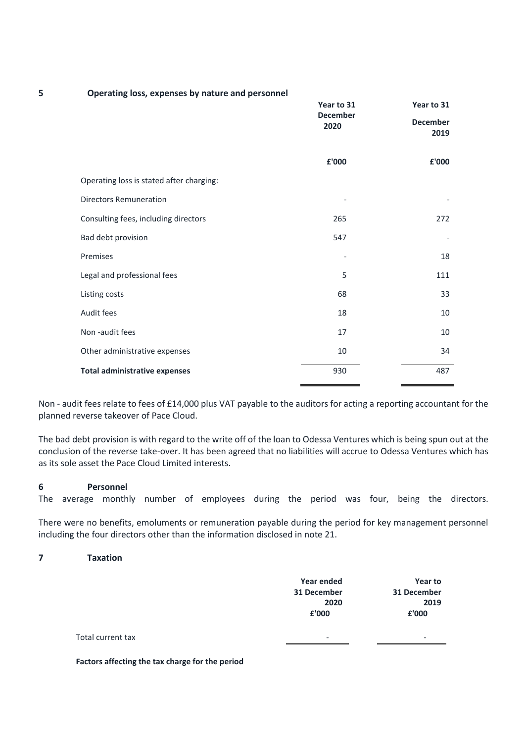## 5 Operating loss, expenses by nature and personnel

| | Year to 31 December 2020 | Year to 31 December 2019 |
|---|---|---|
| | £'000 | £'000 |
| Operating loss is stated after charging: | | |
| Directors Remuneration | - | - |
| Consulting fees, including directors | 265 | 272 |
| Bad debt provision | 547 | - |
| Premises | - | 18 |
| Legal and professional fees | 5 | 111 |
| Listing costs | 68 | 33 |
| Audit fees | 18 | 10 |
| Non -audit fees | 17 | 10 |
| Other administrative expenses | 10 | 34 |
| **Total administrative expenses** | 930 | 487 |

Non - audit fees relate to fees of £14,000 plus VAT payable to the auditors for acting a reporting accountant for the planned reverse takeover of Pace Cloud.

The bad debt provision is with regard to the write off of the loan to Odessa Ventures which is being spun out at the conclusion of the reverse take-over. It has been agreed that no liabilities will accrue to Odessa Ventures which has as its sole asset the Pace Cloud Limited interests.

## 6 Personnel

The average monthly number of employees during the period was four, being the directors.

There were no benefits, emoluments or remuneration payable during the period for key management personnel including the four directors other than the information disclosed in note 21.

## 7 Taxation

| | Year ended 31 December 2020 | Year to 31 December 2019 |
|---|---|---|
| | £'000 | £'000 |
| Total current tax | - | - |

**Factors affecting the tax charge for the period**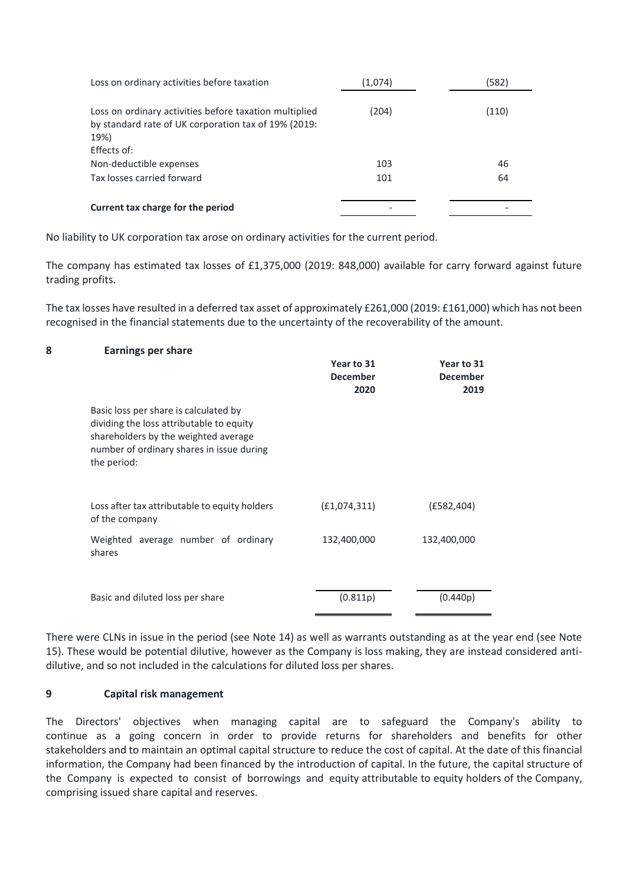| | | |
|---|---|---|
| Loss on ordinary activities before taxation | (1,074) | (582) |
| Loss on ordinary activities before taxation multiplied by standard rate of UK corporation tax of 19% (2019: 19%) | (204) | (110) |
| Effects of: | | |
| Non-deductible expenses | 103 | 46 |
| Tax losses carried forward | 101 | 64 |
| **Current tax charge for the period** | - | - |

No liability to UK corporation tax arose on ordinary activities for the current period.

The company has estimated tax losses of £1,375,000 (2019: 848,000) available for carry forward against future trading profits.

The tax losses have resulted in a deferred tax asset of approximately £261,000 (2019: £161,000) which has not been recognised in the financial statements due to the uncertainty of the recoverability of the amount.

## 8 Earnings per share

| | Year to 31 December 2020 | Year to 31 December 2019 |
|---|---|---|
| Basic loss per share is calculated by dividing the loss attributable to equity shareholders by the weighted average number of ordinary shares in issue during the period: | | |
| Loss after tax attributable to equity holders of the company | (£1,074,311) | (£582,404) |
| Weighted average number of ordinary shares | 132,400,000 | 132,400,000 |
| Basic and diluted loss per share | (0.811p) | (0.440p) |

There were CLNs in issue in the period (see Note 14) as well as warrants outstanding as at the year end (see Note 15). These would be potential dilutive, however as the Company is loss making, they are instead considered anti-dilutive, and so not included in the calculations for diluted loss per shares.

## 9 Capital risk management

The Directors' objectives when managing capital are to safeguard the Company's ability to continue as a going concern in order to provide returns for shareholders and benefits for other stakeholders and to maintain an optimal capital structure to reduce the cost of capital. At the date of this financial information, the Company had been financed by the introduction of capital. In the future, the capital structure of the Company is expected to consist of borrowings and equity attributable to equity holders of the Company, comprising issued share capital and reserves.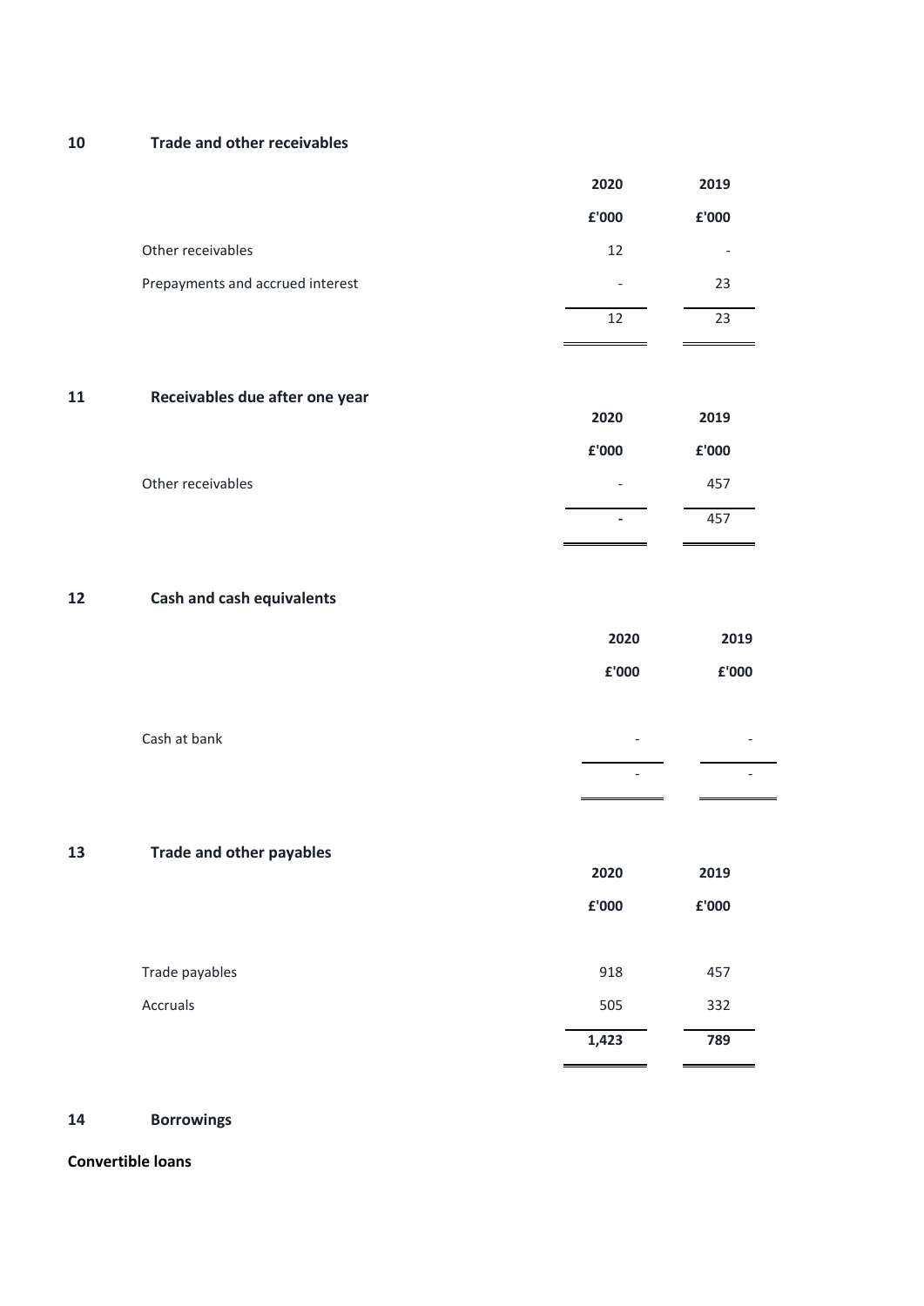## 10 Trade and other receivables

| | 2020 | 2019 |
|---|---|---|
| | £'000 | £'000 |
| Other receivables | 12 | - |
| Prepayments and accrued interest | - | 23 |
| | 12 | 23 |

## 11 Receivables due after one year

| | 2020 | 2019 |
|---|---|---|
| | £'000 | £'000 |
| Other receivables | - | 457 |
| | - | 457 |

## 12 Cash and cash equivalents

| | 2020 | 2019 |
|---|---|---|
| | £'000 | £'000 |
| Cash at bank | - | - |
| | - | - |

## 13 Trade and other payables

| | 2020 | 2019 |
|---|---|---|
| | £'000 | £'000 |
| Trade payables | 918 | 457 |
| Accruals | 505 | 332 |
| | **1,423** | **789** |

## 14 Borrowings

**Convertible loans**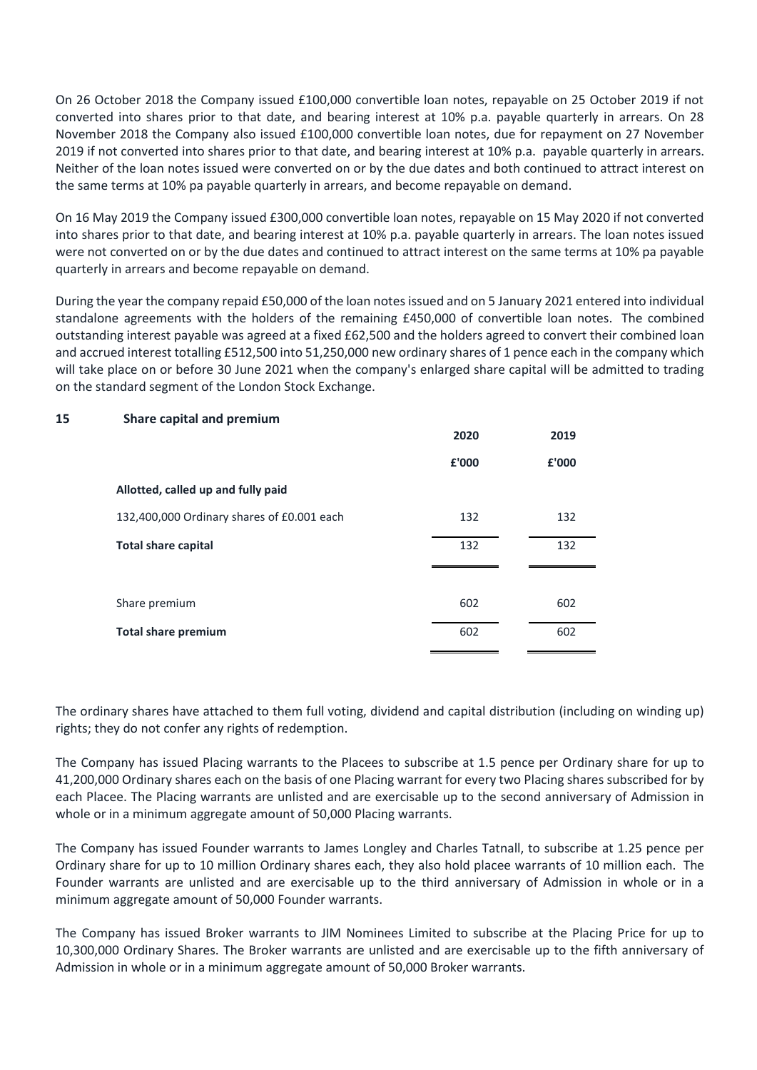On 26 October 2018 the Company issued £100,000 convertible loan notes, repayable on 25 October 2019 if not converted into shares prior to that date, and bearing interest at 10% p.a. payable quarterly in arrears. On 28 November 2018 the Company also issued £100,000 convertible loan notes, due for repayment on 27 November 2019 if not converted into shares prior to that date, and bearing interest at 10% p.a. payable quarterly in arrears. Neither of the loan notes issued were converted on or by the due dates and both continued to attract interest on the same terms at 10% pa payable quarterly in arrears, and become repayable on demand.

On 16 May 2019 the Company issued £300,000 convertible loan notes, repayable on 15 May 2020 if not converted into shares prior to that date, and bearing interest at 10% p.a. payable quarterly in arrears. The loan notes issued were not converted on or by the due dates and continued to attract interest on the same terms at 10% pa payable quarterly in arrears and become repayable on demand.

During the year the company repaid £50,000 of the loan notes issued and on 5 January 2021 entered into individual standalone agreements with the holders of the remaining £450,000 of convertible loan notes. The combined outstanding interest payable was agreed at a fixed £62,500 and the holders agreed to convert their combined loan and accrued interest totalling £512,500 into 51,250,000 new ordinary shares of 1 pence each in the company which will take place on or before 30 June 2021 when the company's enlarged share capital will be admitted to trading on the standard segment of the London Stock Exchange.

## 15 Share capital and premium

| | 2020 | 2019 |
|---|---|---|
| | £'000 | £'000 |
| **Allotted, called up and fully paid** | | |
| 132,400,000 Ordinary shares of £0.001 each | 132 | 132 |
| **Total share capital** | 132 | 132 |
| | | |
| Share premium | 602 | 602 |
| **Total share premium** | 602 | 602 |

The ordinary shares have attached to them full voting, dividend and capital distribution (including on winding up) rights; they do not confer any rights of redemption.

The Company has issued Placing warrants to the Placees to subscribe at 1.5 pence per Ordinary share for up to 41,200,000 Ordinary shares each on the basis of one Placing warrant for every two Placing shares subscribed for by each Placee. The Placing warrants are unlisted and are exercisable up to the second anniversary of Admission in whole or in a minimum aggregate amount of 50,000 Placing warrants.

The Company has issued Founder warrants to James Longley and Charles Tatnall, to subscribe at 1.25 pence per Ordinary share for up to 10 million Ordinary shares each, they also hold placee warrants of 10 million each. The Founder warrants are unlisted and are exercisable up to the third anniversary of Admission in whole or in a minimum aggregate amount of 50,000 Founder warrants.

The Company has issued Broker warrants to JIM Nominees Limited to subscribe at the Placing Price for up to 10,300,000 Ordinary Shares. The Broker warrants are unlisted and are exercisable up to the fifth anniversary of Admission in whole or in a minimum aggregate amount of 50,000 Broker warrants.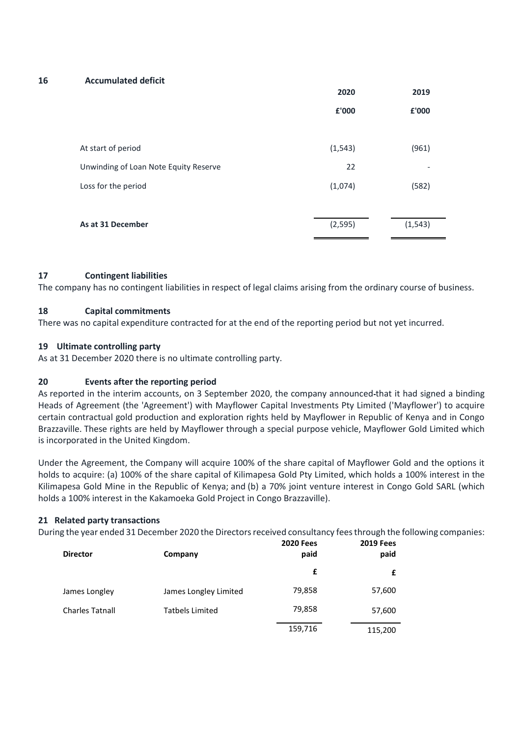## 16 Accumulated deficit

| | 2020 | 2019 |
|---|---|---|
| | £'000 | £'000 |
| At start of period | (1,543) | (961) |
| Unwinding of Loan Note Equity Reserve | 22 | - |
| Loss for the period | (1,074) | (582) |
| **As at 31 December** | (2,595) | (1,543) |

## 17 Contingent liabilities

The company has no contingent liabilities in respect of legal claims arising from the ordinary course of business.

## 18 Capital commitments

There was no capital expenditure contracted for at the end of the reporting period but not yet incurred.

## 19 Ultimate controlling party

As at 31 December 2020 there is no ultimate controlling party.

## 20 Events after the reporting period

As reported in the interim accounts, on 3 September 2020, the company announced that it had signed a binding Heads of Agreement (the 'Agreement') with Mayflower Capital Investments Pty Limited ('Mayflower') to acquire certain contractual gold production and exploration rights held by Mayflower in Republic of Kenya and in Congo Brazzaville. These rights are held by Mayflower through a special purpose vehicle, Mayflower Gold Limited which is incorporated in the United Kingdom.

Under the Agreement, the Company will acquire 100% of the share capital of Mayflower Gold and the options it holds to acquire: (a) 100% of the share capital of Kilimapesa Gold Pty Limited, which holds a 100% interest in the Kilimapesa Gold Mine in the Republic of Kenya; and (b) a 70% joint venture interest in Congo Gold SARL (which holds a 100% interest in the Kakamoeka Gold Project in Congo Brazzaville).

## 21 Related party transactions

During the year ended 31 December 2020 the Directors received consultancy fees through the following companies:

| Director | Company | 2020 Fees paid | 2019 Fees paid |
|---|---|---|---|
| | | £ | £ |
| James Longley | James Longley Limited | 79,858 | 57,600 |
| Charles Tatnall | Tatbels Limited | 79,858 | 57,600 |
| | | 159,716 | 115,200 |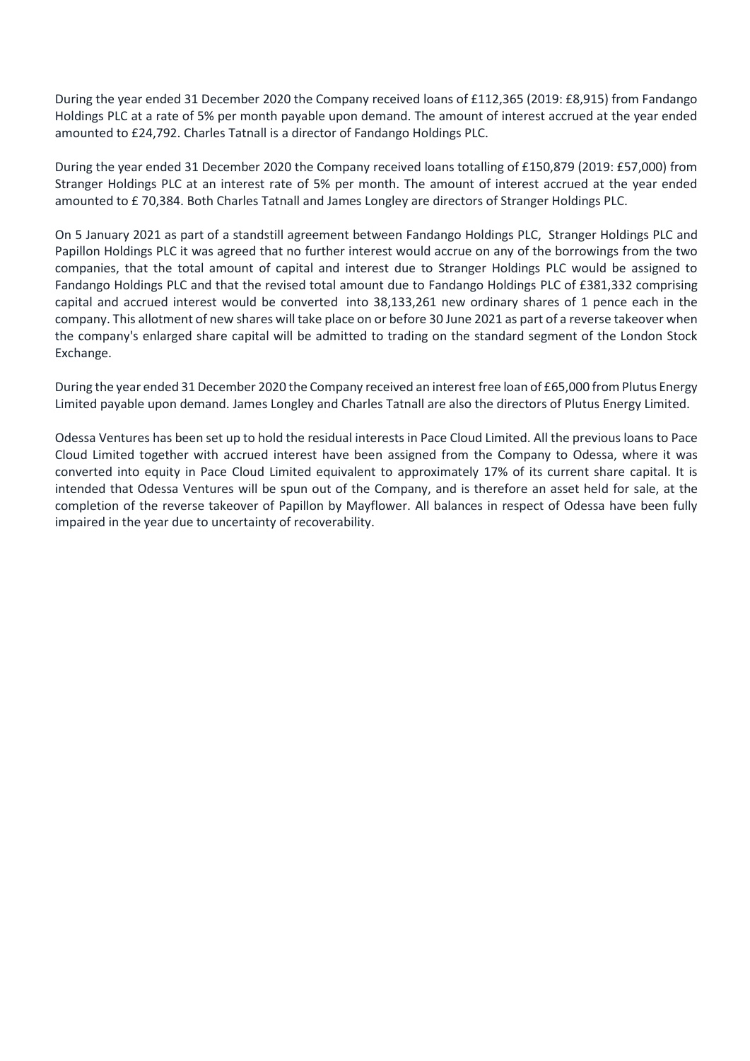During the year ended 31 December 2020 the Company received loans of £112,365 (2019: £8,915) from Fandango Holdings PLC at a rate of 5% per month payable upon demand. The amount of interest accrued at the year ended amounted to £24,792. Charles Tatnall is a director of Fandango Holdings PLC.

During the year ended 31 December 2020 the Company received loans totalling of £150,879 (2019: £57,000) from Stranger Holdings PLC at an interest rate of 5% per month. The amount of interest accrued at the year ended amounted to £ 70,384. Both Charles Tatnall and James Longley are directors of Stranger Holdings PLC.

On 5 January 2021 as part of a standstill agreement between Fandango Holdings PLC, Stranger Holdings PLC and Papillon Holdings PLC it was agreed that no further interest would accrue on any of the borrowings from the two companies, that the total amount of capital and interest due to Stranger Holdings PLC would be assigned to Fandango Holdings PLC and that the revised total amount due to Fandango Holdings PLC of £381,332 comprising capital and accrued interest would be converted into 38,133,261 new ordinary shares of 1 pence each in the company. This allotment of new shares will take place on or before 30 June 2021 as part of a reverse takeover when the company's enlarged share capital will be admitted to trading on the standard segment of the London Stock Exchange.

During the year ended 31 December 2020 the Company received an interest free loan of £65,000 from Plutus Energy Limited payable upon demand. James Longley and Charles Tatnall are also the directors of Plutus Energy Limited.

Odessa Ventures has been set up to hold the residual interests in Pace Cloud Limited. All the previous loans to Pace Cloud Limited together with accrued interest have been assigned from the Company to Odessa, where it was converted into equity in Pace Cloud Limited equivalent to approximately 17% of its current share capital. It is intended that Odessa Ventures will be spun out of the Company, and is therefore an asset held for sale, at the completion of the reverse takeover of Papillon by Mayflower. All balances in respect of Odessa have been fully impaired in the year due to uncertainty of recoverability.